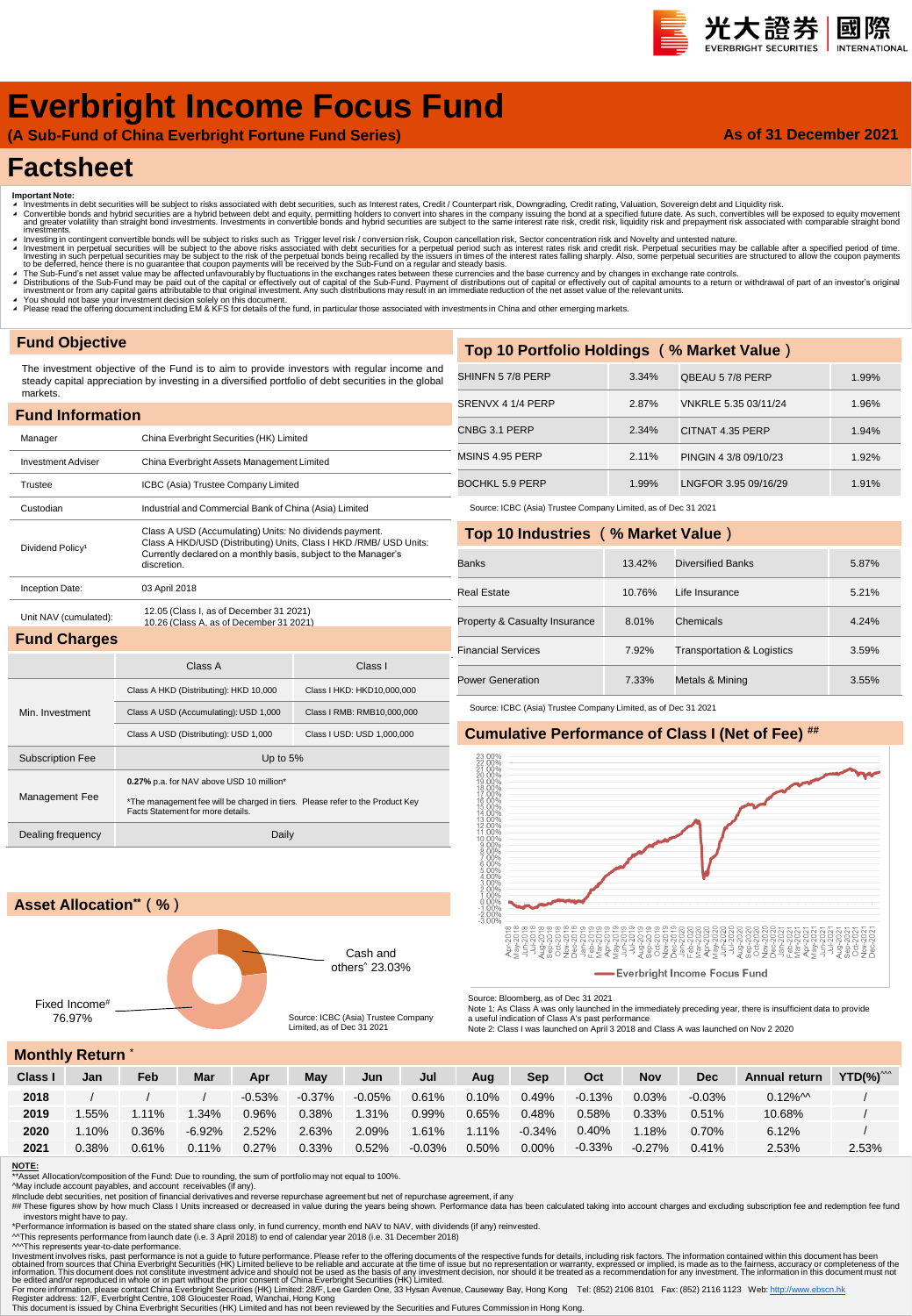# Everbright Income Focus Fund

**(A Sub-Fund of China Everbright Fortune Fund Series)**

**As of 31 December 2021**

# Factsheet

**Important Note:**

- Investments in debt securities will be subject to risks associated with debt securities, such as Interest rates, Credit / Counterpart risk, Downgrading, Credit rating, Valuation, Sovereign debt and Liquidity risk.
- Convertible bonds and hybrid securities are a hybrid between debt and equity, permitting holders to convert into shares in the company issuing the bond at a specified future date. As such, convertibles will be exposed to equity movement and greater volatility than straight bond investments. Investments in convertible bonds and hybrid securities are subject to the same interest rate risk, credit risk, liquidity risk and prepayment risk associated with comparable straight bond investments.
- Investing in contingent convertible bonds will be subject to risks such as Trigger level risk / conversion risk, Coupon cancellation risk, Sector concentration risk and Novelty and untested nature.
- Investment in perpetual securities will be subject to the above risks associated with debt securities for a perpetual period such as interest rates risk and credit risk. Perpetual securities may be callable after a specified period of time. Investing in such perpetual securities may be subject to the risk of the perpetual bonds being recalled by the issuers in times of the interest rates falling sharply. Also, some perpetual securities are structured to allow the coupon payments to be deferred, hence there is no guarantee that coupon payments will be received by the Sub-Fund on a regular and steady basis.
- The Sub-Fund's net asset value may be affected unfavourably by fluctuations in the exchanges rates between these currencies and the base currency and by changes in exchange rate controls.
- Distributions of the Sub-Fund may be paid out of the capital or effectively out of capital of the Sub-Fund. Payment of distributions out of capital or effectively out of capital amounts to a return or withdrawal of part of an investor's original investment or from any capital gains attributable to that original investment. Any such distributions may result in an immediate reduction of the net asset value of the relevant units.
- You should not base your investment decision solely on this document.
- Please read the offering document including EM & KFS for details of the fund, in particular those associated with investments in China and other emerging markets.

## Fund Objective

The investment objective of the Fund is to aim to provide investors with regular income and steady capital appreciation by investing in a diversified portfolio of debt securities in the global markets.

## Fund Information

| | |
|---|---|
| Manager | China Everbright Securities (HK) Limited |
| Investment Adviser | China Everbright Assets Management Limited |
| Trustee | ICBC (Asia) Trustee Company Limited |
| Custodian | Industrial and Commercial Bank of China (Asia) Limited |
| Dividend Policy[1] | Class A USD (Accumulating) Units: No dividends payment. Class A HKD/USD (Distributing) Units, Class I HKD /RMB/ USD Units: Currently declared on a monthly basis, subject to the Manager's discretion. |
| Inception Date: | 03 April 2018 |
| Unit NAV (cumulated): | 12.05 (Class I, as of December 31 2021) 10.26 (Class A, as of December 31 2021) |

## Fund Charges

| | Class A | Class I |
|---|---|---|
| Min. Investment | Class A HKD (Distributing): HKD 10,000 | Class I HKD: HKD10,000,000 |
| | Class A USD (Accumulating): USD 1,000 | Class I RMB: RMB10,000,000 |
| | Class A USD (Distributing): USD 1,000 | Class I USD: USD 1,000,000 |
| Subscription Fee | Up to 5% | |
| Management Fee | **0.27%** p.a. for NAV above USD 10 million* <br> *The management fee will be charged in tiers. Please refer to the Product Key Facts Statement for more details. | |
| Dealing frequency | Daily | |

## Asset Allocation** ( % )

- Cash and others^ 23.03%
- Fixed Income# 76.97%

Source: ICBC (Asia) Trustee Company Limited, as of Dec 31 2021

## Top 10 Portfolio Holdings ( % Market Value )

| | | | |
|---|---|---|---|
| SHINFN 5 7/8 PERP | 3.34% | QBEAU 5 7/8 PERP | 1.99% |
| SRENVX 4 1/4 PERP | 2.87% | VNKRLE 5.35 03/11/24 | 1.96% |
| CNBG 3.1 PERP | 2.34% | CITNAT 4.35 PERP | 1.94% |
| MSINS 4.95 PERP | 2.11% | PINGIN 4 3/8 09/10/23 | 1.92% |
| BOCHKL 5.9 PERP | 1.99% | LNGFOR 3.95 09/16/29 | 1.91% |

Source: ICBC (Asia) Trustee Company Limited, as of Dec 31 2021

## Top 10 Industries ( % Market Value )

| | | | |
|---|---|---|---|
| Banks | 13.42% | Diversified Banks | 5.87% |
| Real Estate | 10.76% | Life Insurance | 5.21% |
| Property & Casualty Insurance | 8.01% | Chemicals | 4.24% |
| Financial Services | 7.92% | Transportation & Logistics | 3.59% |
| Power Generation | 7.33% | Metals & Mining | 3.55% |

Source: ICBC (Asia) Trustee Company Limited, as of Dec 31 2021

## Cumulative Performance of Class I (Net of Fee) ##

Everbright Income Focus Fund

Source: Bloomberg, as of Dec 31 2021

Note 1: As Class A was only launched in the immediately preceding year, there is insufficient data to provide a useful indication of Class A's past performance

Note 2: Class I was launched on April 3 2018 and Class A was launched on Nov 2 2020

## Monthly Return *

| Class I | Jan | Feb | Mar | Apr | May | Jun | Jul | Aug | Sep | Oct | Nov | Dec | Annual return | YTD(%)^^^ |
|---|---|---|---|---|---|---|---|---|---|---|---|---|---|---|
| **2018** | / | / | / | -0.53% | -0.37% | -0.05% | 0.61% | 0.10% | 0.49% | -0.13% | 0.03% | -0.03% | 0.12%^^ | / |
| **2019** | 1.55% | 1.11% | 1.34% | 0.96% | 0.38% | 1.31% | 0.99% | 0.65% | 0.48% | 0.58% | 0.33% | 0.51% | 10.68% | / |
| **2020** | 1.10% | 0.36% | -6.92% | 2.52% | 2.63% | 2.09% | 1.61% | 1.11% | -0.34% | 0.40% | 1.18% | 0.70% | 6.12% | / |
| **2021** | 0.38% | 0.61% | 0.11% | 0.27% | 0.33% | 0.52% | -0.03% | 0.50% | 0.00% | -0.33% | -0.27% | 0.41% | 2.53% | 2.53% |

**NOTE:**

**Asset Allocation/composition of the Fund: Due to rounding, the sum of portfolio may not equal to 100%.

^May include account payables, and account receivables (if any).

#Include debt securities, net position of financial derivatives and reverse repurchase agreement but net of repurchase agreement, if any

## These figures show by how much Class I Units increased or decreased in value during the years being shown. Performance data has been calculated taking into account charges and excluding subscription fee and redemption fee fund investors might have to pay.

*Performance information is based on the stated share class only, in fund currency, month end NAV to NAV, with dividends (if any) reinvested.

^^This represents performance from launch date (i.e. 3 April 2018) to end of calendar year 2018 (i.e. 31 December 2018)

^^^This represents year-to-date performance.

Investment involves risks, past performance is not a guide to future performance. Please refer to the offering documents of the respective funds for details, including risk factors. The information contained within this document has been obtained from sources that China Everbright Securities (HK) Limited believe to be reliable and accurate at the time of issue but no representation or warranty, expressed or implied, is made as to the fairness, accuracy or completeness of the information. This document does not constitute investment advice and should not be used as the basis of any investment decision, nor should it be treated as a recommendation for any investment. The information in this document must not be edited and/or reproduced in whole or in part without the prior consent of China Everbright Securities (HK) Limited.

For more information, please contact China Everbright Securities (HK) Limited: 28/F, Lee Garden One, 33 Hysan Avenue, Causeway Bay, Hong Kong Tel: (852) 2106 8101 Fax: (852) 2116 1123 Web: http://www.ebscn.hk

Register address: 12/F, Everbright Centre, 108 Gloucester Road, Wanchai, Hong Kong

This document is issued by China Everbright Securities (HK) Limited and has not been reviewed by the Securities and Futures Commission in Hong Kong.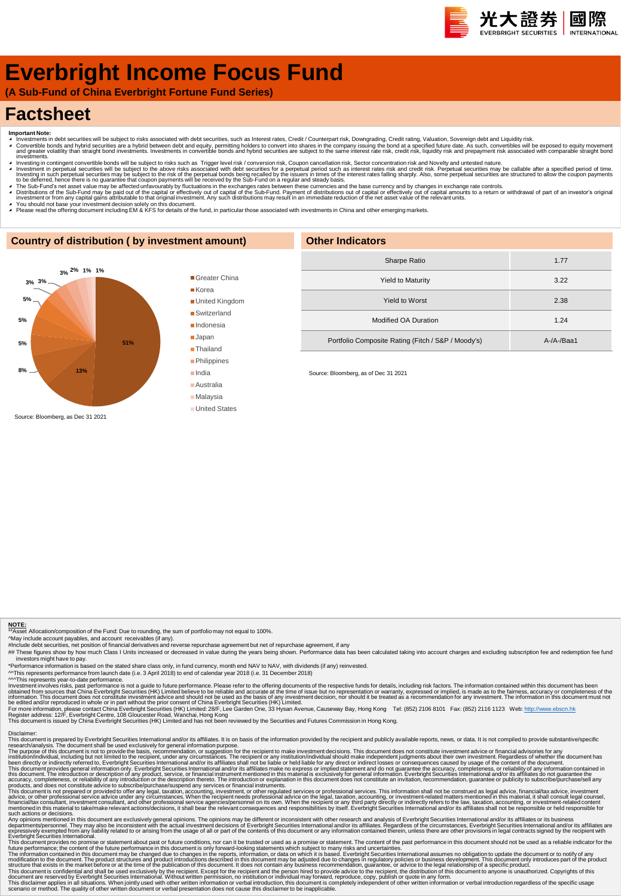# Everbright Income Focus Fund

**(A Sub-Fund of China Everbright Fortune Fund Series)**

# Factsheet

**Important Note:**

- Investments in debt securities will be subject to risks associated with debt securities, such as Interest rates, Credit / Counterpart risk, Downgrading, Credit rating, Valuation, Sovereign debt and Liquidity risk.
- Convertible bonds and hybrid securities are a hybrid between debt and equity, permitting holders to convert into shares in the company issuing the bond at a specified future date. As such, convertibles will be exposed to equity movement and greater volatility than straight bond investments. Investments in convertible bonds and hybrid securities are subject to the same interest rate risk, credit risk, liquidity risk and prepayment risk associated with comparable straight bond investments.
- Investing in contingent convertible bonds will be subject to risks such as Trigger level risk / conversion risk, Coupon cancellation risk, Sector concentration risk and Novelty and untested nature.
- Investment in perpetual securities will be subject to the above risks associated with debt securities for a perpetual period such as interest rates risk and credit risk. Perpetual securities may be callable after a specified period of time. Investing in such perpetual securities may be subject to the risk of the perpetual bonds being recalled by the issuers in times of the interest rates falling sharply. Also, some perpetual securities are structured to allow the coupon payments to be deferred, hence there is no guarantee that coupon payments will be received by the Sub-Fund on a regular and steady basis.
- The Sub-Fund's net asset value may be affected unfavourably by fluctuations in the exchanges rates between these currencies and the base currency and by changes in exchange rate controls.
- Distributions of the Sub-Fund may be paid out of the capital or effectively out of capital of the Sub-Fund. Payment of distributions out of capital or effectively out of capital amounts to a return or withdrawal of part of an investor's original investment or from any capital gains attributable to that original investment. Any such distributions may result in an immediate reduction of the net asset value of the relevant units.
- You should not base your investment decision solely on this document.
- Please read the offering document including EM & KFS for details of the fund, in particular those associated with investments in China and other emerging markets.

## Country of distribution ( by investment amount)

| Country | % |
|---|---|
| Greater China | 51% |
| Korea | 13% |
| United Kingdom | 8% |
| Switzerland | 5% |
| Indonesia | 5% |
| Japan | 5% |
| Thailand | 3% |
| Philippines | 3% |
| India | 3% |
| Australia | 2% |
| Malaysia | 1% |
| United States | 1% |

Source: Bloomberg, as Dec 31 2021

## Other Indicators

| Indicator | Value |
|---|---|
| Sharpe Ratio | 1.77 |
| Yield to Maturity | 3.22 |
| Yield to Worst | 2.38 |
| Modified OA Duration | 1.24 |
| Portfolio Composite Rating (Fitch / S&P / Moody's) | A-/A-/Baa1 |

Source: Bloomberg, as of Dec 31 2021

**NOTE:**

**Asset Allocation/composition of the Fund: Due to rounding, the sum of portfolio may not equal to 100%.

^May include account payables, and account receivables (if any).

#Include debt securities, net position of financial derivatives and reverse repurchase agreement but net of repurchase agreement, if any

## These figures show by how much Class I Units increased or decreased in value during the years being shown. Performance data has been calculated taking into account charges and excluding subscription fee and redemption fee fund investors might have to pay.

*Performance information is based on the stated share class only, in fund currency, month end NAV to NAV, with dividends (if any) reinvested.

^^This represents performance from launch date (i.e. 3 April 2018) to end of calendar year 2018 (i.e. 31 December 2018)

^^^This represents year-to-date performance.

Investment involves risks, past performance is not a guide to future performance. Please refer to the offering documents of the respective funds for details, including risk factors. The information contained within this document has been obtained from sources that China Everbright Securities (HK) Limited believe to be reliable and accurate at the time of issue but no representation or warranty, expressed or implied, is made as to the fairness, accuracy or completeness of the information. This document does not constitute investment advice and should not be used as the basis of any investment decision, nor should it be treated as a recommendation for any investment. The information in this document must not be edited and/or reproduced in whole or in part without the prior consent of China Everbright Securities (HK) Limited.

For more information, please contact China Everbright Securities (HK) Limited: 28/F, Lee Garden One, 33 Hysan Avenue, Causeway Bay, Hong Kong Tel: (852) 2106 8101 Fax: (852) 2116 1123 Web: http://www.ebscn.hk

Register address: 12/F, Everbright Centre, 108 Gloucester Road, Wanchai, Hong Kong

This document is issued by China Everbright Securities (HK) Limited and has not been reviewed by the Securities and Futures Commission in Hong Kong.

Disclaimer:

This document is prepared by Everbright Securities International and/or its affiliates. It is on basis of the information provided by the recipient and publicly available reports, news, or data. It is not compiled to provide substantive/specific research/analysis. The document shall be used exclusively for general information purpose.

The purpose of this document is not to provide the basis, recommendation, or suggestion for the recipient to make investment decisions. This document does not constitute investment advice or financial advisories for any institution/individual, including but not limited to the recipient, under any circumstances. The recipient or any institution/individual should make independent judgments about their own investment. Regardless of whether the document has been directly or indirectly referred to, Everbright Securities International and/or its affiliates shall not be liable or held liable for any direct or indirect losses or consequences caused by usage of the content of the document.

This document provides general information only. Everbright Securities International and/or its affiliates make no express or implied statement and do not guarantee the accuracy, completeness, or reliability of any information contained in this document. The introduction or description of any product, service, or financial instrument mentioned in this material is exclusively for general information. Everbright Securities International and/or its affiliates do not guarantee the accuracy, completeness, or reliability of any introduction or the description thereto. The introduction or explanation in this document does not constitute an invitation, recommendation, guarantee or publicity to subscribe/purchase/sell any products, and does not constitute advice to subscribe/purchase/suspend any services or financial instruments.

This document is not prepared or provided to offer any legal, taxation, accounting, investment, or other regulated services or professional services. This information shall not be construed as legal advice, financial/tax advice, investment advice, or other professional service advice under any circumstances. When the recipient needs professional advice on the legal, taxation, accounting, or investment-related matters mentioned in this material, it shall consult legal counsel, financial/tax consultant, investment consultant, and other professional service agencies/personnel on its own. When the recipient or any third party directly or indirectly refers to the law, taxation, accounting, or investment-related content mentioned in this material to take/make relevant actions/decisions, it shall bear the relevant consequences and responsibilities by itself. Everbright Securities International and/or its affiliates shall not be responsible or held responsible for such actions or decisions.

Any opinions mentioned in this document are exclusively general opinions. The opinions may be different or inconsistent with other research and analysis of Everbright Securities International and/or its affiliates or its business departments/personnel. They may also be inconsistent with the actual investment decisions of Everbright Securities International and/or its affiliates. Regardless of the circumstances, Everbright Securities International and/or its affiliates are expressively exempted from any liability related to or arising from the usage of all or part of the contents of this document or any information contained therein, unless there are other provisions in legal contracts signed by the recipient with Everbright Securities International.

This document provides no promise or statement about past or future conditions, nor can it be trusted or used as a promise or statement. The content of the past performance in this document should not be used as a reliable indicator for the future performance; the content of the future performance in this document is only forward-looking statements which subject to many risks and uncertainties.

The information contained in this document may be changed due to changes in the reports, information, or data on which it is based. Everbright Securities International assumes no obligation to update the document or to notify of any modification to the document. The product structures and product introductions described in this document may be adjusted due to changes in regulatory policies or business development. This document only introduces part of the product structure that exists in the market before or at the time of the publication of this document. It does not contain any business recommendation, guarantee, or advice to the legal relationship of a specific product.

This document is confidential and shall be used exclusively by the recipient. Except for the recipient and the person hired to provide advice to the recipient, the distribution of this document to anyone is unauthorized. Copyrights of this document are reserved by Everbright Securities International. Without written permission, no institution or individual may forward, reproduce, copy, publish or quote in any form.

This disclaimer applies in all situations. When jointly used with other written information or verbal introduction, this document is completely independent of other written information or verbal introduction regardless of the specific usage scenario or method. The quality of other written document or verbal presentation does not cause this disclaimer to be inapplicable.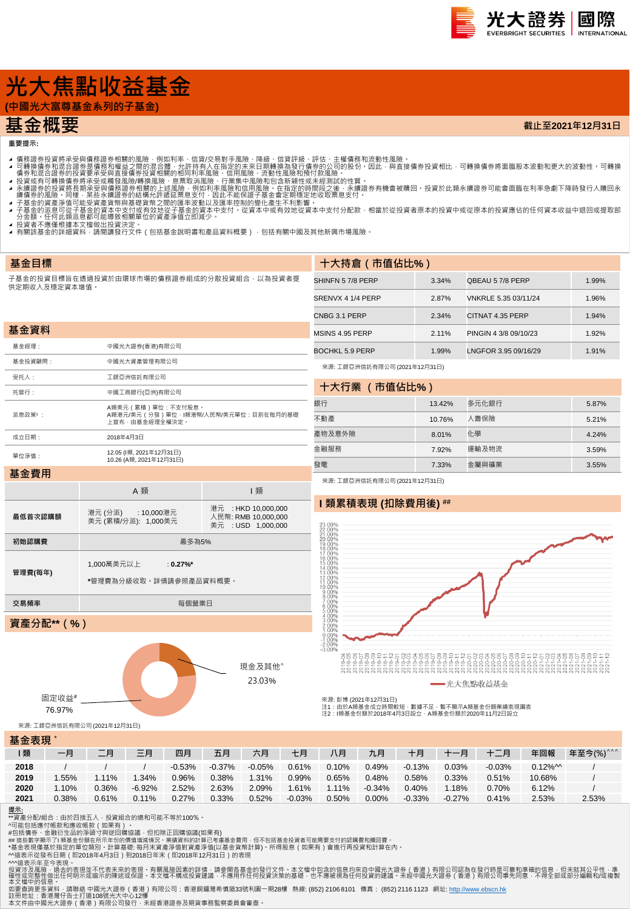# 光大焦點收益基金

**(中國光大富尊基金系列的子基金)**

# 基金概要

**截止至2021年12月31日**

**重要提示:**

- 債務證券投資將承受與債務證券相關的風險，例如利率、信貸/交易對手風險、降級、信貸評級、評估、主權債務和流動性風險。
- 可轉換債券和混合證券是債務和權益之間的混合體，允許持有人在指定的未來日期轉換為發行債券的公司的股份。因此，與直接債券投資相比，可轉換債券將面臨股本波動和更大的波動性。可轉換債券和混合證券的投資要承受與直接債券投資相關的相同利率風險、信用風險、流動性風險和預付款風險。
- 投資或有可轉換債券將承受或觸發風險/轉換風險、息票取消風險、行業集中風險和包含新穎性或未經測試的性質。
- 永續證券的投資將長期承受與債務證券相關的上述風險，例如利率風險和信用風險。在指定的時間段之後，永續證券有機會被贖回。投資於此類永續證券可能會面臨在利率急劇下降時發行人贖回永續債券的風險。同樣，某些永續證券的結構允許遞延票息支付，因此不能保證子基金會定期穩定地收取票息支付。
- 子基金的資產淨值可能受資產貨幣與基礎貨幣之間的匯率波動以及匯率控制的變化產生不利影響。
- 子基金的派息可從子基金的資本中支付或有效地從子基金的資本中支付。從資本中或有效地從資本中支付分配款，相當於從投資者原本的投資中或從原本的投資應佔的任何資本收益中退回或提取部分金額。任何此類派息都可能導致相關單位的資產淨值立即減少。
- 投資者不應僅根據本文檔做出投資決定。
- 有關該基金的詳細資料，請閱讀發行文件（包括基金說明書和產品資料概要），包括有關中國及其他新興市場風險。

## 基金目標

子基金的投資目標旨在透過投資於由環球市場的債務證券組成的分散投資組合，以為投資者提供定期收入及穩定資本增值。

## 基金資料

| | |
|---|---|
| 基金經理： | 中國光大證券(香港)有限公司 |
| 基金投資顧問： | 中國光大資產管理有限公司 |
| 受託人： | 工銀亞洲信託有限公司 |
| 托管行： | 中國工商銀行(亞洲)有限公司 |
| 派息政策[1]： | A類美元（累積）單位：不支付股息。<br>A類港元/美元（分發）單位，I類港幣/人民幣/美元單位：目前在每月的基礎上宣布，由基金經理全權決定。 |
| 成立日期： | 2018年4月3日 |
| 單位淨值： | 12.05 (I類, 2021年12月31日)<br>10.26 (A類, 2021年12月31日) |

## 基金費用

| | A 類 | I 類 |
|---|---|---|
| **最低首次認購額** | 港元 (分派) : 10,000港元<br>美元 (累積/分派): 1,000美元 | 港元 : HKD 10,000,000<br>人民幣: RMB 10,000,000<br>美元 : USD 1,000,000 |
| **初始認購費** | 最多為5% | |
| **管理費(每年)** | 1,000萬美元以上 : **0.27%***<br><br>*管理費為分級收取，詳情請參照產品資料概要。 | |
| **交易頻率** | 每個營業日 | |

## 資產分配**（%）

| 資產 | % |
|---|---|
| 現金及其他^ | 23.03% |
| 固定收益# | 76.97% |

來源: 工銀亞洲信託有限公司 (2021年12月31日)

## 十大持倉（市值佔比%）

| | | | |
|---|---|---|---|
| SHINFN 5 7/8 PERP | 3.34% | QBEAU 5 7/8 PERP | 1.99% |
| SRENVX 4 1/4 PERP | 2.87% | VNKRLE 5.35 03/11/24 | 1.96% |
| CNBG 3.1 PERP | 2.34% | CITNAT 4.35 PERP | 1.94% |
| MSINS 4.95 PERP | 2.11% | PINGIN 4 3/8 09/10/23 | 1.92% |
| BOCHKL 5.9 PERP | 1.99% | LNGFOR 3.95 09/16/29 | 1.91% |

來源: 工銀亞洲信託有限公司 (2021年12月31日)

## 十大行業（市值佔比%）

| | | | |
|---|---|---|---|
| 銀行 | 13.42% | 多元化銀行 | 5.87% |
| 不動產 | 10.76% | 人壽保險 | 5.21% |
| 產物及意外險 | 8.01% | 化學 | 4.24% |
| 金融服務 | 7.92% | 運輸及物流 | 3.59% |
| 發電 | 7.33% | 金屬與礦業 | 3.55% |

來源: 工銀亞洲信託有限公司 (2021年12月31日)

## I 類累積表現 (扣除費用後) ##

—光大焦點收益基金

來源: 彭博 (2021年12月31日)
注1：由於A類基金成立時間較短，數據不足，暫不顯示A類基金份額業績表現圖表
注2：I類基金份額於2018年4月3日設立，A類基金份額於2020年11月2日設立

## 基金表現 *

| I 類 | 一月 | 二月 | 三月 | 四月 | 五月 | 六月 | 七月 | 八月 | 九月 | 十月 | 十一月 | 十二月 | 年回報 | 年至今(%)^^^ |
|---|---|---|---|---|---|---|---|---|---|---|---|---|---|---|
| 2018 | / | / | / | -0.53% | -0.37% | -0.05% | 0.61% | 0.10% | 0.49% | -0.13% | 0.03% | -0.03% | 0.12%^^ | / |
| 2019 | 1.55% | 1.11% | 1.34% | 0.96% | 0.38% | 1.31% | 0.99% | 0.65% | 0.48% | 0.58% | 0.33% | 0.51% | 10.68% | / |
| 2020 | 1.10% | 0.36% | -6.92% | 2.52% | 2.63% | 2.09% | 1.61% | 1.11% | -0.34% | 0.40% | 1.18% | 0.70% | 6.12% | / |
| 2021 | 0.38% | 0.61% | 0.11% | 0.27% | 0.33% | 0.52% | -0.03% | 0.50% | 0.00% | -0.33% | -0.27% | 0.41% | 2.53% | 2.53% |

**提示:**
**資產分配/組合：由於四捨五入，投資組合的總和可能不等於100%。
^可能包括應付帳款和應收帳款（如果有）。
#包括債券、金融衍生品的淨頭寸與逆回購協議，但扣除正回購協議(如果有)
## 這些數字顯示了I類基金份額在所示年份的價值增減情況。業績資料的計算已考慮基金費用，但不包括基金投資者可能需要支付的認購費和贖回費。
*基金表現僅基於指定的單位類別。計算基礎: 每月末資產淨值對資產淨值(以基金貨幣計算)。所得股息（如果有）會進行再投資計算在內。
^^這表示從發行日期（即2018年4月3日）到2018日年末（即2018年12月31日）的表現
^^^這表示年至今表現。
投資涉及風險，過去的表現並不代表未來的表現。有關風險因素的詳情，請參閱基金的發行文件。本文檔中包含的信息均來自中國光大證券（香港）有限公司認為在發行時是可靠和準確的信息，但未就其公平性、準確性或完整性做出任何明示或暗示的陳述或保證。本文檔不構成投資建議，不應用作任何投資決策的基礎，也不應被視為任何投資的建議。未經中國光大證券（香港）有限公司事先同意，不得全部或部分編輯和/或複製本文檔中的信息。
如要查詢更多資料，請聯絡 中國光大證券（香港）有限公司：香港銅鑼灣希慎道33號利園一期28樓 熱線: (852) 2106 8101 傳真： (852) 2116 1123 網址: http://www.ebscn.hk
註冊地址：香港灣仔告士打道108號光大中心12樓
本文件由中國光大證券（香港）有限公司發行，未經香港證券及期貨事務監察委員會審查。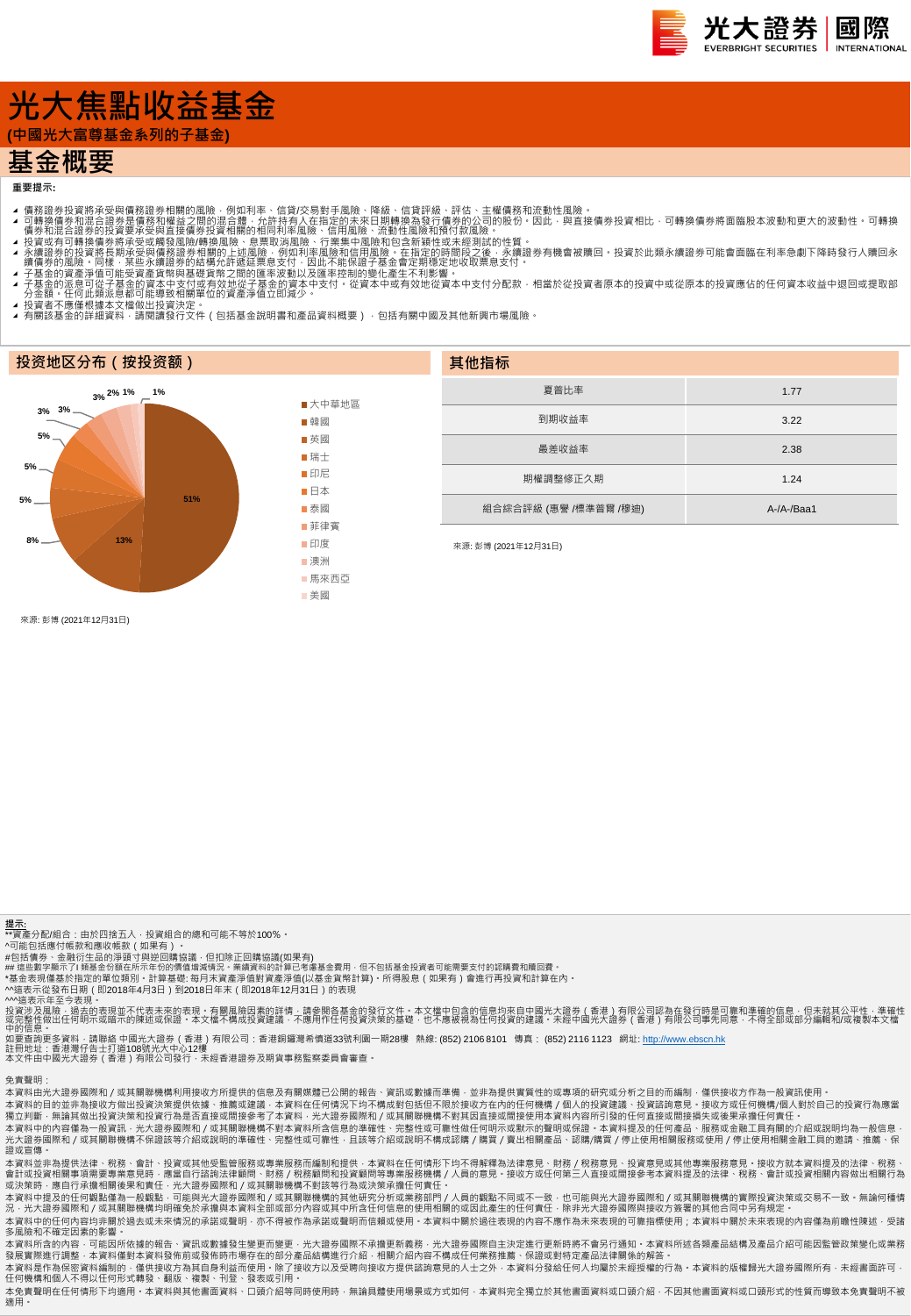# 光大焦點收益基金

**(中國光大富尊基金系列的子基金)**

# 基金概要

**重要提示:**

- 債務證券投資將承受與債務證券相關的風險，例如利率、信貸/交易對手風險、降級、信貸評級、評估、主權債務和流動性風險。
- 可轉換債券和混合證券是債務和權益之間的混合體，允許持有人在指定的未來日期轉換為發行債券的公司的股份。因此，與直接債券投資相比，可轉換債券將面臨股本波動和更大的波動性。可轉換債券和混合證券的投資要承受與直接債券投資相關的相同利率風險、信用風險、流動風險和預付款風險。
- 投資或有可轉換債券將承受或觸發風險/轉換風險、息票取消風險、行業集中風險和包含新穎性或未經測試的性質。
- 永續證券的投資將長期承受與債務證券相關的上述風險，例如利率風險和信用風險。在指定的時間段之後，永續證券有機會被贖回。投資於此類永續證券可能會面臨在利率急劇下降時發行人贖回永續債券的風險。同樣，某些永續證券的結構允許遞延票息支付，因此不能保證子基金會定期穩定地收取票息支付。
- 子基金的資產淨值可能受貨幣與基礎貨幣之間的匯率波動以及匯率控制的變化產生不利影響。
- 子基金的派息可從子基金的資本中支付或有效地從子基金的資本中支付。從資本中或有效地從資本中支付分配款，相當於從投資者原本的投資中或從原本的投資應佔的任何資本收益中退回或提取部分金額。任何此類派息都可能導致相關單位的資產淨值立即減少。
- 投資者不應僅根據本文檔做出投資決定。
- 有關該基金的詳細資料，請閱讀發行文件（包括基金說明書和產品資料概要），包括有關中國及其他新興市場風險。

## 投資地區分布（按投資額）

51%
13%
8%
5%
5%
5%
3%
3%
3%
2%
1%
1%

大中華地區
韓國
英國
瑞士
印尼
日本
泰國
菲律賓
印度
澳洲
馬來西亞
美國

來源: 彭博 (2021年12月31日)

## 其他指標

| | |
|---|---|
| 夏普比率 | 1.77 |
| 到期收益率 | 3.22 |
| 最差收益率 | 2.38 |
| 期權調整修正久期 | 1.24 |
| 組合綜合評級 (惠譽 /標準普爾 /穆迪) | A-/A-/Baa1 |

來源: 彭博 (2021年12月31日)

**提示:**

**資產分配/組合：由於四捨五入，投資組合的總和可能不等於100%。
^可能包括應付帳款和應收帳款（如果有）。
#包括債券、金融衍生品的淨頭寸與逆回購協議，但扣除正回購協議(如果有)
## 這些數字顯示了1萬基金份額在所示年份的價值增減情況。業績資料的計算已考慮基金費用，但不包括基金投資者可能需要支付的認購費和贖回費。
*基金表現僅基於指定的單位類別，計算基礎: 每月末資產淨值對資產淨值(以基金貨幣計算)。所得股息（如果有）會進行再投資和計算在內。
^^這表示從發布日期（即2018年4月3日）到2018日年末（即2018年12月31日）的表現
^^^這表示年至今表現。
投資涉及風險，過去的表現並不代表未來的表現。有關風險因素的詳情，請參閱各基金的發行文件。本文檔中包含的信息均來自中國光大證券（香港）有限公司認為在發行時是可靠和準確的信息，但未就其公平性、準確性或完整性做出任何明示或暗示的陳述或保證。本文檔不構成投資建議，不應用作任何投資決策的基礎，也不應被視為任何投資的建議。未經中國光大證券（香港）有限公司事先同意，不得全部或部分編輯和/或複製本文檔中的信息。
如要查詢更多資料，請聯絡 中國光大證券（香港）有限公司：香港銅鑼灣希慎道33號利園一期28樓　熱線: (852) 2106 8101　傳真： (852) 2116 1123　網址: http://www.ebscn.hk
註冊地址：香港灣仔告士打道108號光大中心12樓
本文件由中國光大證券（香港）有限公司發行，未經香港證券及期貨事務監察委員會審查。

免責聲明：
本資料由光大證券國際和 / 或其關聯機構利用接收方所提供的信息及有關媒體已公開的報告、資訊或數據而準備，並非為提供實質性的或專項的研究或分析之目的而編制，僅供接收方作為一般資訊使用。
本資料的目的並非為接收方做出投資決策提供依據、推薦或建議。本資料在任何情況下均不構成對包括但不限於接收方在內的任何機構 / 個人的投資建議、投資諮詢意見。接收方或任何機構/個人對於自己的投資行為應當獨立判斷，無論其做出投資決策和投資行為是否直接或間接參考了本資料，光大證券國際和 / 或其關聯機構不對其因直接或間接使用本資料內容所引發的任何直接或間接損失或後果承擔任何責任。
本資料中的內容僅為一般資訊，光大證券國際和 / 或其關聯機構不對本資料所含信息的準確性、完整性或可靠性做任何明示或默示的聲明或保證。本資料提及的任何產品、服務或金融工具有關的介紹或說明均為一般信息，光大證券國際和 / 或其關聯機構不保證該等介紹或說明的準確性、完整性或可靠性，且該等介紹或說明不構成認購 / 購買 / 賣出相關產品、認購/購買 / 停止使用相關服務或使用 / 停止使用相關金融工具的邀請、推薦、保證或宣傳。
本資料並非為提供法律、稅務、會計、投資或其他受監管服務或專業服務而編制和提供，本資料在任何情形下均不得解釋為法律意見、財務 / 稅務意見、投資意見或其他專業服務意見。接收方就本資料提及的法律、稅務、會計或投資相關事項需要專業意見時，應當自行諮詢法律顧問、財務 / 稅務顧問和投資顧問等專業服務機構 / 人員的意見。接收方或任何第三人直接或間接參考本資料提及的法律、稅務、會計或投資相關內容做出相關行為或決策時，應自行承擔相關後果和責任，光大證券國際和 / 或其關聯機構不對該等行為或決策承擔任何責任。
本資料中提及的任何觀點僅為一般觀點，可能與光大證券國際和 / 或其關聯機構的其他研究分析或業務部門 / 人員的觀點不同或不一致，也可能與光大證券國際和 / 或其關聯機構的實際投資決策或交易不一致。無論何種情況，光大證券國際和 / 或其關聯機構均明確免於承擔與本資料全部或部分內容或其中所含任何信息的使用相關的或由此產生的任何責任，除非光大證券國際與接收方簽署的其他合同中另有規定。
本資料中的任何內容均非關於過去或未來情況的承諾或聲明，亦不得被作為承諾或聲明而信賴或使用。本資料中關於過去表現的內容不應作為未來表現的可靠指標使用；本資料中關於未來表現的內容僅為前瞻性陳述，受諸多風險和不確定因素的影響。
本資料所含的內容，可能因所依據的報告、資訊或數據發生變更而變更，光大證券國際不承擔更新義務，光大證券國際自主決定進行更新時將不會另行通知。本資料所述各類產品結構及產品介紹可能因監管政策變化或業務發展實際進行調整，本資料僅對本資料發佈前或發佈時市場存在的部分產品結構進行介紹，相關介紹內容不構成任何業務推薦、保證或對特定產品的解答。
本資料是作為保密資料編制的，僅供接收方為其自身利益而使用。除了接收方以及受聘向接收方提供諮詢意見的人士之外，本資料分發給任何人均屬於未經授權的行為。本資料的版權歸光大證券國際所有，未經書面許可，任何機構和個人不得以任何形式轉發、翻版、複製、刊登、發表或引用。
本免責聲明在任何情形下均適用。本資料與其他書面資料、口頭介紹等同時使用時，無論其體使用場景或方式如何，本資料完全獨立於其他書面資料或口頭介紹，不因其他書面資料或口頭形式的性質而導致本免責聲明不被適用。